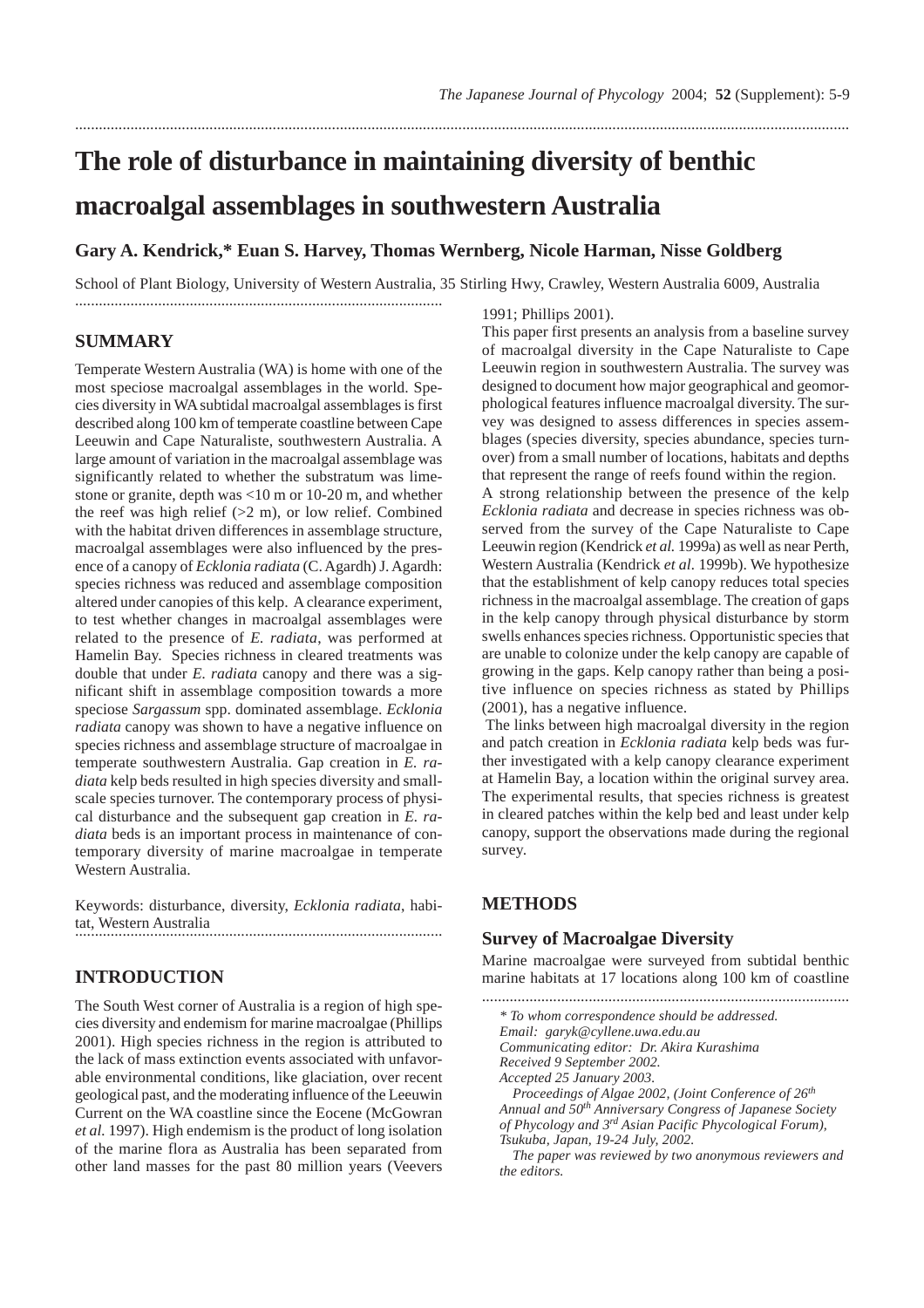# The role of disturbance in maintaining diversity of benthic macroalgal assemblages in southwestern Australia

**Gary A. Kendrick,* Euan S. Harvey, Thomas Wernberg, Nicole Harman, Nisse Goldberg**

School of Plant Biology, University of Western Australia, 35 Stirling Hwy, Crawley, Western Australia 6009, Australia

## SUMMARY

Temperate Western Australia (WA) is home with one of the most speciose macroalgal assemblages in the world. Species diversity in WA subtidal macroalgal assemblages is first described along 100 km of temperate coastline between Cape Leeuwin and Cape Naturaliste, southwestern Australia. A large amount of variation in the macroalgal assemblage was significantly related to whether the substratum was limestone or granite, depth was <10 m or 10-20 m, and whether the reef was high relief (>2 m), or low relief. Combined with the habitat driven differences in assemblage structure, macroalgal assemblages were also influenced by the presence of a canopy of *Ecklonia radiata* (C. Agardh) J. Agardh: species richness was reduced and assemblage composition altered under canopies of this kelp. A clearance experiment, to test whether changes in macroalgal assemblages were related to the presence of *E. radiata*, was performed at Hamelin Bay. Species richness in cleared treatments was double that under *E. radiata* canopy and there was a significant shift in assemblage composition towards a more speciose *Sargassum* spp. dominated assemblage. *Ecklonia radiata* canopy was shown to have a negative influence on species richness and assemblage structure of macroalgae in temperate southwestern Australia. Gap creation in *E. radiata* kelp beds resulted in high species diversity and small-scale species turnover. The contemporary process of physical disturbance and the subsequent gap creation in *E. radiata* beds is an important process in maintenance of contemporary diversity of marine macroalgae in temperate Western Australia.

Keywords: disturbance, diversity, *Ecklonia radiata*, habitat, Western Australia

## INTRODUCTION

The South West corner of Australia is a region of high species diversity and endemism for marine macroalgae (Phillips 2001). High species richness in the region is attributed to the lack of mass extinction events associated with unfavorable environmental conditions, like glaciation, over recent geological past, and the moderating influence of the Leeuwin Current on the WA coastline since the Eocene (McGowran *et al.* 1997). High endemism is the product of long isolation of the marine flora as Australia has been separated from other land masses for the past 80 million years (Veevers 1991; Phillips 2001).

This paper first presents an analysis from a baseline survey of macroalgal diversity in the Cape Naturaliste to Cape Leeuwin region in southwestern Australia. The survey was designed to document how major geographical and geomorphological features influence macroalgal diversity. The survey was designed to assess differences in species assemblages (species diversity, species abundance, species turnover) from a small number of locations, habitats and depths that represent the range of reefs found within the region.

A strong relationship between the presence of the kelp *Ecklonia radiata* and decrease in species richness was observed from the survey of the Cape Naturaliste to Cape Leeuwin region (Kendrick *et al.* 1999a) as well as near Perth, Western Australia (Kendrick *et al.* 1999b). We hypothesize that the establishment of kelp canopy reduces total species richness in the macroalgal assemblage. The creation of gaps in the kelp canopy through physical disturbance by storm swells enhances species richness. Opportunistic species that are unable to colonize under the kelp canopy are capable of growing in the gaps. Kelp canopy rather than being a positive influence on species richness as stated by Phillips (2001), has a negative influence.

The links between high macroalgal diversity in the region and patch creation in *Ecklonia radiata* kelp beds was further investigated with a kelp canopy clearance experiment at Hamelin Bay, a location within the original survey area. The experimental results, that species richness is greatest in cleared patches within the kelp bed and least under kelp canopy, support the observations made during the regional survey.

## METHODS

### Survey of Macroalgae Diversity

Marine macroalgae were surveyed from subtidal benthic marine habitats at 17 locations along 100 km of coastline

---

*\* To whom correspondence should be addressed.*
*Email: garyk@cyllene.uwa.edu.au*
*Communicating editor: Dr. Akira Kurashima*
*Received 9 September 2002.*
*Accepted 25 January 2003.*

*Proceedings of Algae 2002, (Joint Conference of 26$^{th}$ Annual and 50$^{th}$ Anniversary Congress of Japanese Society of Phycology and 3$^{rd}$ Asian Pacific Phycological Forum), Tsukuba, Japan, 19-24 July, 2002.*

*The paper was reviewed by two anonymous reviewers and the editors.*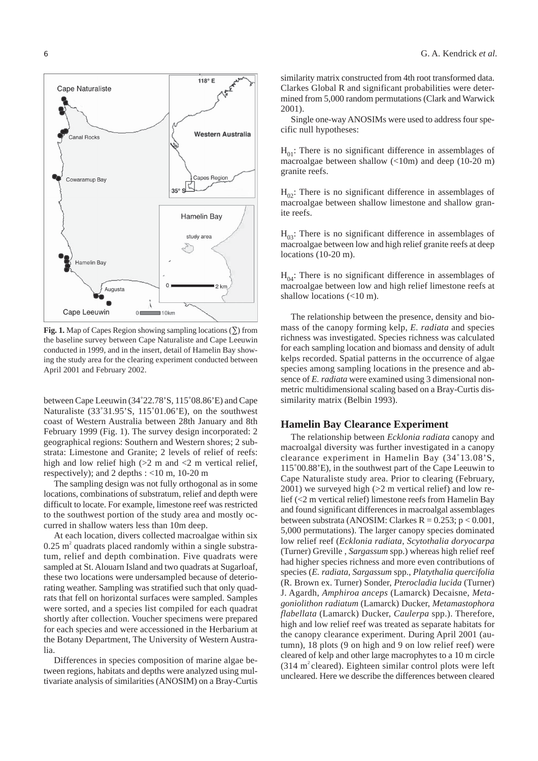**Fig. 1.** Map of Capes Region showing sampling locations (∑) from the baseline survey between Cape Naturaliste and Cape Leeuwin conducted in 1999, and in the insert, detail of Hamelin Bay showing the study area for the clearing experiment conducted between April 2001 and February 2002.

between Cape Leeuwin (34˚22.78'S, 115˚08.86'E) and Cape Naturaliste (33˚31.95'S, 115˚01.06'E), on the southwest coast of Western Australia between 28th January and 8th February 1999 (Fig. 1). The survey design incorporated: 2 geographical regions: Southern and Western shores; 2 substrata: Limestone and Granite; 2 levels of relief of reefs: high and low relief high (>2 m and <2 m vertical relief, respectively); and 2 depths : <10 m, 10-20 m

The sampling design was not fully orthogonal as in some locations, combinations of substratum, relief and depth were difficult to locate. For example, limestone reef was restricted to the southwest portion of the study area and mostly occurred in shallow waters less than 10m deep.

At each location, divers collected macroalgae within six 0.25 $m^2$ quadrats placed randomly within a single substratum, relief and depth combination. Five quadrats were sampled at St. Alouarn Island and two quadrats at Sugarloaf, these two locations were undersampled because of deteriorating weather. Sampling was stratified such that only quadrats that fell on horizontal surfaces were sampled. Samples were sorted, and a species list compiled for each quadrat shortly after collection. Voucher specimens were prepared for each species and were accessioned in the Herbarium at the Botany Department, The University of Western Australia.

Differences in species composition of marine algae between regions, habitats and depths were analyzed using multivariate analysis of similarities (ANOSIM) on a Bray-Curtis similarity matrix constructed from 4th root transformed data. Clarkes Global R and significant probabilities were determined from 5,000 random permutations (Clark and Warwick 2001).

Single one-way ANOSIMs were used to address four specific null hypotheses:

$H_{01}$: There is no significant difference in assemblages of macroalgae between shallow (<10m) and deep (10-20 m) granite reefs.

$H_{02}$: There is no significant difference in assemblages of macroalgae between shallow limestone and shallow granite reefs.

$H_{03}$: There is no significant difference in assemblages of macroalgae between low and high relief granite reefs at deep locations (10-20 m).

$H_{04}$: There is no significant difference in assemblages of macroalgae between low and high relief limestone reefs at shallow locations (<10 m).

The relationship between the presence, density and biomass of the canopy forming kelp, *E. radiata* and species richness was investigated. Species richness was calculated for each sampling location and biomass and density of adult kelps recorded. Spatial patterns in the occurrence of algae species among sampling locations in the presence and absence of *E. radiata* were examined using 3 dimensional nonmetric multidimensional scaling based on a Bray-Curtis dissimilarity matrix (Belbin 1993).

## Hamelin Bay Clearance Experiment

The relationship between *Ecklonia radiata* canopy and macroalgal diversity was further investigated in a canopy clearance experiment in Hamelin Bay (34˚13.08'S, 115˚00.88'E), in the southwest part of the Cape Leeuwin to Cape Naturaliste study area. Prior to clearing (February, 2001) we surveyed high (>2 m vertical relief) and low relief (<2 m vertical relief) limestone reefs from Hamelin Bay and found significant differences in macroalgal assemblages between substrata (ANOSIM: Clarkes $R = 0.253$; $p < 0.001$, 5,000 permutations). The larger canopy species dominated low relief reef (*Ecklonia radiata*, *Scytothalia doryocarpa* (Turner) Greville , *Sargassum* spp.) whereas high relief reef had higher species richness and more even contributions of species (*E. radiata*, *Sargassum* spp., *Platythalia quercifolia* (R. Brown ex. Turner) Sonder, *Pterocladia lucida* (Turner) J. Agardh, *Amphiroa anceps* (Lamarck) Decaisne, *Metagoniolithon radiatum* (Lamarck) Ducker, *Metamastophora flabellata* (Lamarck) Ducker, *Caulerpa* spp.). Therefore, high and low relief reef was treated as separate habitats for the canopy clearance experiment. During April 2001 (autumn), 18 plots (9 on high and 9 on low relief reef) were cleared of kelp and other large macrophytes to a 10 m circle (314 $m^2$ cleared). Eighteen similar control plots were left uncleared. Here we describe the differences between cleared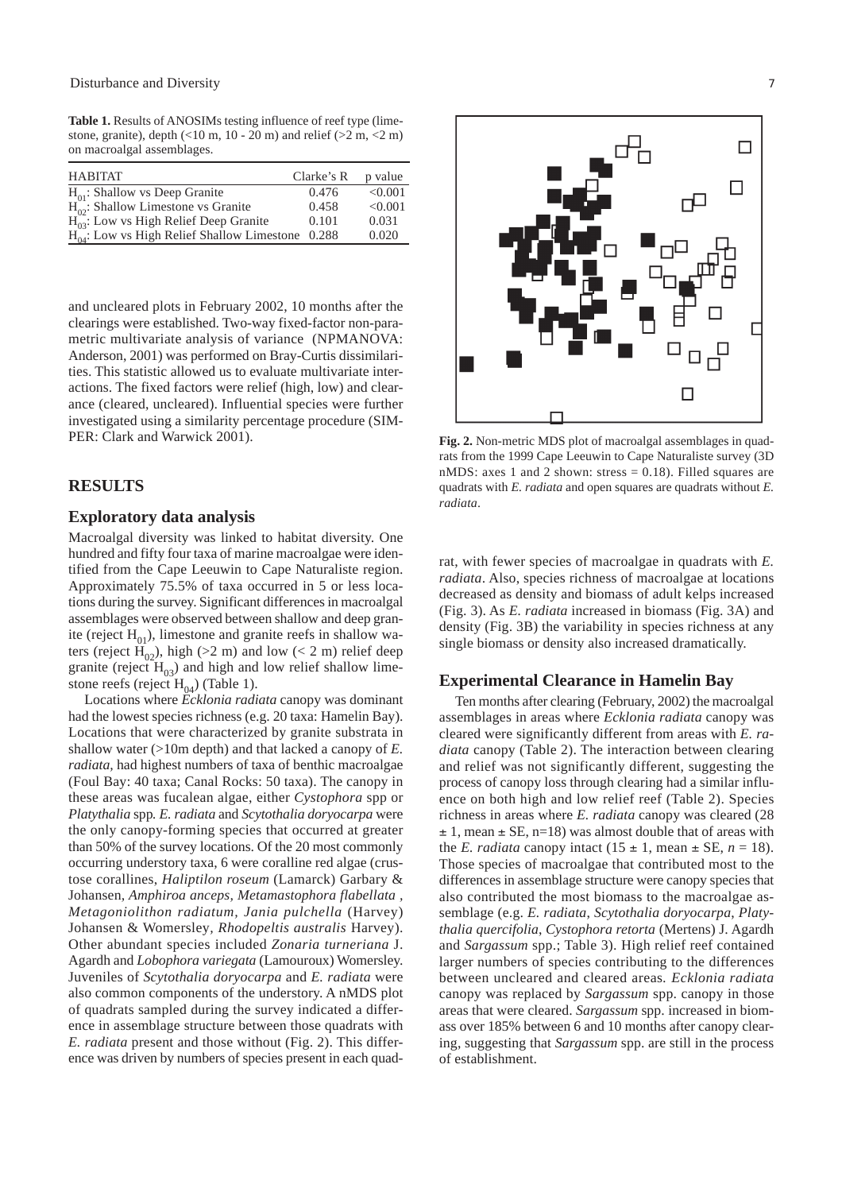**Table 1.** Results of ANOSIMs testing influence of reef type (limestone, granite), depth (<10 m, 10 - 20 m) and relief (>2 m, <2 m) on macroalgal assemblages.

| HABITAT | Clarke's R | p value |
|---|---|---|
| $H_{01}$: Shallow vs Deep Granite | 0.476 | <0.001 |
| $H_{02}$: Shallow Limestone vs Granite | 0.458 | <0.001 |
| $H_{03}$: Low vs High Relief Deep Granite | 0.101 | 0.031 |
| $H_{04}$: Low vs High Relief Shallow Limestone | 0.288 | 0.020 |

and uncleared plots in February 2002, 10 months after the clearings were established. Two-way fixed-factor non-parametric multivariate analysis of variance (NPMANOVA: Anderson, 2001) was performed on Bray-Curtis dissimilarities. This statistic allowed us to evaluate multivariate interactions. The fixed factors were relief (high, low) and clearance (cleared, uncleared). Influential species were further investigated using a similarity percentage procedure (SIMPER: Clark and Warwick 2001).

## RESULTS

### Exploratory data analysis

Macroalgal diversity was linked to habitat diversity. One hundred and fifty four taxa of marine macroalgae were identified from the Cape Leeuwin to Cape Naturaliste region. Approximately 75.5% of taxa occurred in 5 or less locations during the survey. Significant differences in macroalgal assemblages were observed between shallow and deep granite (reject $H_{01}$), limestone and granite reefs in shallow waters (reject $H_{02}$), high (>2 m) and low (< 2 m) relief deep granite (reject $H_{03}$) and high and low relief shallow limestone reefs (reject $H_{04}$) (Table 1).

Locations where *Ecklonia radiata* canopy was dominant had the lowest species richness (e.g. 20 taxa: Hamelin Bay). Locations that were characterized by granite substrata in shallow water (>10m depth) and that lacked a canopy of *E. radiata*, had highest numbers of taxa of benthic macroalgae (Foul Bay: 40 taxa; Canal Rocks: 50 taxa). The canopy in these areas was fucalean algae, either *Cystophora* spp or *Platythalia* spp*. E. radiata* and *Scytothalia doryocarpa* were the only canopy-forming species that occurred at greater than 50% of the survey locations. Of the 20 most commonly occurring understory taxa, 6 were coralline red algae (crustose corallines, *Haliptilon roseum* (Lamarck) Garbary & Johansen, *Amphiroa anceps, Metamastophora flabellata* , *Metagoniolithon radiatum*, *Jania pulchella* (Harvey) Johansen & Womersley, *Rhodopeltis australis* Harvey). Other abundant species included *Zonaria turneriana* J. Agardh and *Lobophora variegata* (Lamouroux) Womersley. Juveniles of *Scytothalia doryocarpa* and *E. radiata* were also common components of the understory. A nMDS plot of quadrats sampled during the survey indicated a difference in assemblage structure between those quadrats with *E. radiata* present and those without (Fig. 2). This difference was driven by numbers of species present in each quadrat, with fewer species of macroalgae in quadrats with *E. radiata*. Also, species richness of macroalgae at locations decreased as density and biomass of adult kelps increased (Fig. 3). As *E. radiata* increased in biomass (Fig. 3A) and density (Fig. 3B) the variability in species richness at any single biomass or density also increased dramatically.

**Fig. 2.** Non-metric MDS plot of macroalgal assemblages in quadrats from the 1999 Cape Leeuwin to Cape Naturaliste survey (3D nMDS: axes 1 and 2 shown: stress = 0.18). Filled squares are quadrats with *E. radiata* and open squares are quadrats without *E. radiata*.

### Experimental Clearance in Hamelin Bay

Ten months after clearing (February, 2002) the macroalgal assemblages in areas where *Ecklonia radiata* canopy was cleared were significantly different from areas with *E. radiata* canopy (Table 2). The interaction between clearing and relief was not significantly different, suggesting the process of canopy loss through clearing had a similar influence on both high and low relief reef (Table 2). Species richness in areas where *E. radiata* canopy was cleared (28 ± 1, mean ± SE, n=18) was almost double that of areas with the *E. radiata* canopy intact (15 ± 1, mean ± SE, $n$ = 18). Those species of macroalgae that contributed most to the differences in assemblage structure were canopy species that also contributed the most biomass to the macroalgae assemblage (e.g. *E. radiata, Scytothalia doryocarpa, Platythalia quercifolia, Cystophora retorta* (Mertens) J. Agardh and *Sargassum* spp.; Table 3). High relief reef contained larger numbers of species contributing to the differences between uncleared and cleared areas. *Ecklonia radiata* canopy was replaced by *Sargassum* spp. canopy in those areas that were cleared. *Sargassum* spp. increased in biomass over 185% between 6 and 10 months after canopy clearing, suggesting that *Sargassum* spp. are still in the process of establishment.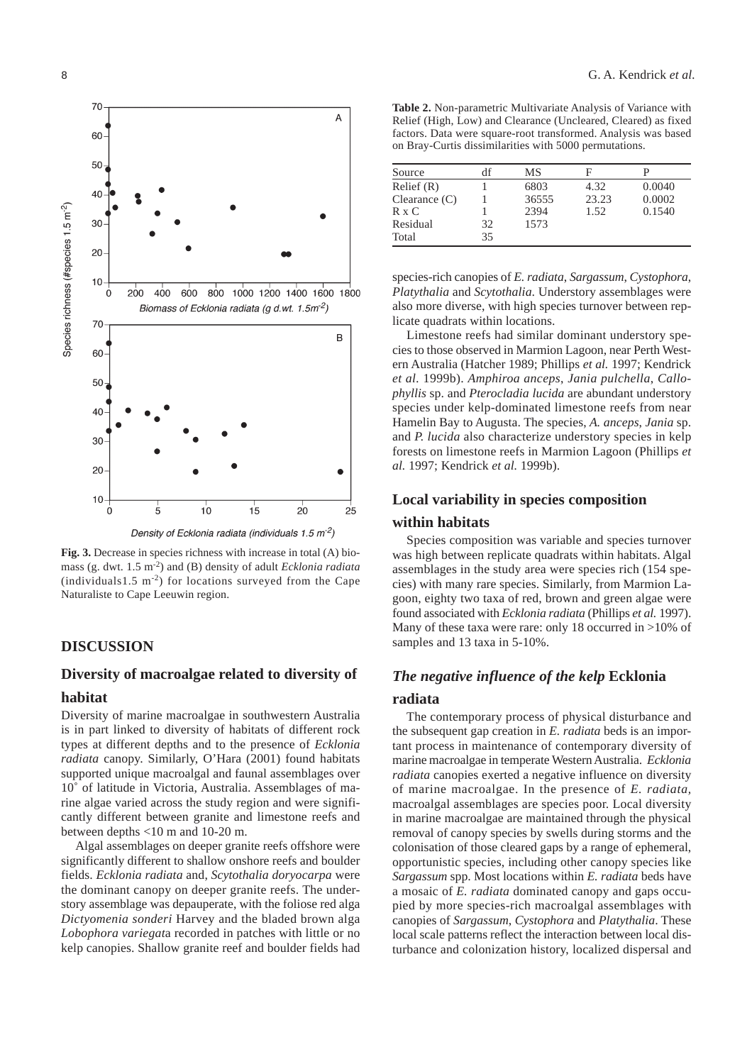**Fig. 3.** Decrease in species richness with increase in total (A) biomass (g. dwt. 1.5 $m^{-2}$) and (B) density of adult *Ecklonia radiata* (individuals1.5 $m^{-2}$) for locations surveyed from the Cape Naturaliste to Cape Leeuwin region.

**Table 2.** Non-parametric Multivariate Analysis of Variance with Relief (High, Low) and Clearance (Uncleared, Cleared) as fixed factors. Data were square-root transformed. Analysis was based on Bray-Curtis dissimilarities with 5000 permutations.

| Source | df | MS | F | P |
|---|---|---|---|---|
| Relief (R) | 1 | 6803 | 4.32 | 0.0040 |
| Clearance (C) | 1 | 36555 | 23.23 | 0.0002 |
| R x C | 1 | 2394 | 1.52 | 0.1540 |
| Residual | 32 | 1573 | | |
| Total | 35 | | | |

## DISCUSSION

### Diversity of macroalgae related to diversity of habitat

Diversity of marine macroalgae in southwestern Australia is in part linked to diversity of habitats of different rock types at different depths and to the presence of *Ecklonia radiata* canopy. Similarly, O'Hara (2001) found habitats supported unique macroalgal and faunal assemblages over 10˚ of latitude in Victoria, Australia. Assemblages of marine algae varied across the study region and were significantly different between granite and limestone reefs and between depths <10 m and 10-20 m.

Algal assemblages on deeper granite reefs offshore were significantly different to shallow onshore reefs and boulder fields. *Ecklonia radiata* and, *Scytothalia doryocarpa* were the dominant canopy on deeper granite reefs. The understory assemblage was depauperate, with the foliose red alga *Dictyomenia sonderi* Harvey and the bladed brown alga *Lobophora variegat*a recorded in patches with little or no kelp canopies. Shallow granite reef and boulder fields had species-rich canopies of *E. radiata*, *Sargassum*, *Cystophora*, *Platythalia* and *Scytothalia*. Understory assemblages were also more diverse, with high species turnover between replicate quadrats within locations.

Limestone reefs had similar dominant understory species to those observed in Marmion Lagoon, near Perth Western Australia (Hatcher 1989; Phillips *et al.* 1997; Kendrick *et al.* 1999b). *Amphiroa anceps*, *Jania pulchella*, *Callophyllis* sp. and *Pterocladia lucida* are abundant understory species under kelp-dominated limestone reefs from near Hamelin Bay to Augusta. The species, *A. anceps*, *Jania* sp. and *P. lucida* also characterize understory species in kelp forests on limestone reefs in Marmion Lagoon (Phillips *et al.* 1997; Kendrick *et al.* 1999b).

### Local variability in species composition within habitats

Species composition was variable and species turnover was high between replicate quadrats within habitats. Algal assemblages in the study area were species rich (154 species) with many rare species. Similarly, from Marmion Lagoon, eighty two taxa of red, brown and green algae were found associated with *Ecklonia radiata* (Phillips *et al.* 1997). Many of these taxa were rare: only 18 occurred in >10% of samples and 13 taxa in 5-10%.

### *The negative influence of the kelp* Ecklonia radiata

The contemporary process of physical disturbance and the subsequent gap creation in *E. radiata* beds is an important process in maintenance of contemporary diversity of marine macroalgae in temperate Western Australia. *Ecklonia radiata* canopies exerted a negative influence on diversity of marine macroalgae. In the presence of *E. radiata*, macroalgal assemblages are species poor. Local diversity in marine macroalgae are maintained through the physical removal of canopy species by swells during storms and the colonisation of those cleared gaps by a range of ephemeral, opportunistic species, including other canopy species like *Sargassum* spp. Most locations within *E. radiata* beds have a mosaic of *E. radiata* dominated canopy and gaps occupied by more species-rich macroalgal assemblages with canopies of *Sargassum*, *Cystophora* and *Platythalia*. These local scale patterns reflect the interaction between local disturbance and colonization history, localized dispersal and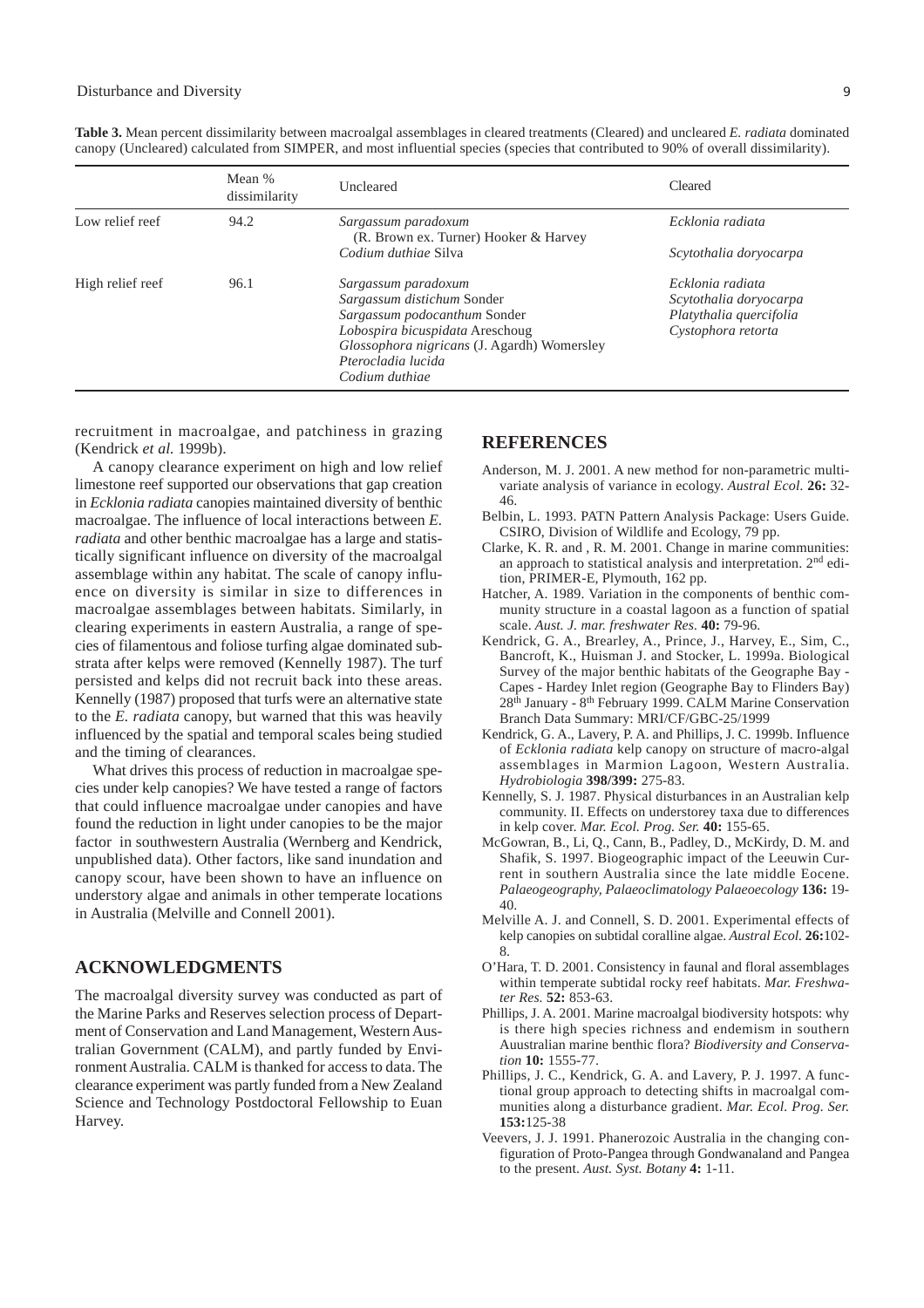**Table 3.** Mean percent dissimilarity between macroalgal assemblages in cleared treatments (Cleared) and uncleared *E. radiata* dominated canopy (Uncleared) calculated from SIMPER, and most influential species (species that contributed to 90% of overall dissimilarity).

| | Mean % dissimilarity | Uncleared | Cleared |
|---|---|---|---|
| Low relief reef | 94.2 | *Sargassum paradoxum* (R. Brown ex. Turner) Hooker & Harvey | *Ecklonia radiata* |
| | | *Codium duthiae* Silva | *Scytothalia doryocarpa* |
| High relief reef | 96.1 | *Sargassum paradoxum* | *Ecklonia radiata* |
| | | *Sargassum distichum* Sonder | *Scytothalia doryocarpa* |
| | | *Sargassum podocanthum* Sonder | *Platythalia quercifolia* |
| | | *Lobospira bicuspidata* Areschoug | *Cystophora retorta* |
| | | *Glossophora nigricans* (J. Agardh) Womersley | |
| | | *Pterocladia lucida* | |
| | | *Codium duthiae* | |

recruitment in macroalgae, and patchiness in grazing (Kendrick *et al.* 1999b).

A canopy clearance experiment on high and low relief limestone reef supported our observations that gap creation in *Ecklonia radiata* canopies maintained diversity of benthic macroalgae. The influence of local interactions between *E. radiata* and other benthic macroalgae has a large and statistically significant influence on diversity of the macroalgal assemblage within any habitat. The scale of canopy influence on diversity is similar in size to differences in macroalgae assemblages between habitats. Similarly, in clearing experiments in eastern Australia, a range of species of filamentous and foliose turfing algae dominated substrata after kelps were removed (Kennelly 1987). The turf persisted and kelps did not recruit back into these areas. Kennelly (1987) proposed that turfs were an alternative state to the *E. radiata* canopy, but warned that this was heavily influenced by the spatial and temporal scales being studied and the timing of clearances.

What drives this process of reduction in macroalgae species under kelp canopies? We have tested a range of factors that could influence macroalgae under canopies and have found the reduction in light under canopies to be the major factor in southwestern Australia (Wernberg and Kendrick, unpublished data). Other factors, like sand inundation and canopy scour, have been shown to have an influence on understory algae and animals in other temperate locations in Australia (Melville and Connell 2001).

## ACKNOWLEDGMENTS

The macroalgal diversity survey was conducted as part of the Marine Parks and Reserves selection process of Department of Conservation and Land Management, Western Australian Government (CALM), and partly funded by Environment Australia. CALM is thanked for access to data. The clearance experiment was partly funded from a New Zealand Science and Technology Postdoctoral Fellowship to Euan Harvey.

## REFERENCES

Anderson, M. J. 2001. A new method for non-parametric multivariate analysis of variance in ecology. *Austral Ecol.* **26:** 32-46.

Belbin, L. 1993. PATN Pattern Analysis Package: Users Guide. CSIRO, Division of Wildlife and Ecology, 79 pp.

Clarke, K. R. and , R. M. 2001. Change in marine communities: an approach to statistical analysis and interpretation. 2nd edition, PRIMER-E, Plymouth, 162 pp.

Hatcher, A. 1989. Variation in the components of benthic community structure in a coastal lagoon as a function of spatial scale. *Aust. J. mar. freshwater Res.* **40:** 79-96.

Kendrick, G. A., Brearley, A., Prince, J., Harvey, E., Sim, C., Bancroft, K., Huisman J. and Stocker, L. 1999a. Biological Survey of the major benthic habitats of the Geographe Bay - Capes - Hardey Inlet region (Geographe Bay to Flinders Bay) 28th January - 8th February 1999. CALM Marine Conservation Branch Data Summary: MRI/CF/GBC-25/1999

Kendrick, G. A., Lavery, P. A. and Phillips, J. C. 1999b. Influence of *Ecklonia radiata* kelp canopy on structure of macro-algal assemblages in Marmion Lagoon, Western Australia. *Hydrobiologia* **398/399:** 275-83.

Kennelly, S. J. 1987. Physical disturbances in an Australian kelp community. II. Effects on understorey taxa due to differences in kelp cover. *Mar. Ecol. Prog. Ser.* **40:** 155-65.

McGowran, B., Li, Q., Cann, B., Padley, D., McKirdy, D. M. and Shafik, S. 1997. Biogeographic impact of the Leeuwin Current in southern Australia since the late middle Eocene. *Palaeogeography, Palaeoclimatology Palaeoecology* **136:** 19-40.

Melville A. J. and Connell, S. D. 2001. Experimental effects of kelp canopies on subtidal coralline algae. *Austral Ecol.* **26:**102-8.

O'Hara, T. D. 2001. Consistency in faunal and floral assemblages within temperate subtidal rocky reef habitats. *Mar. Freshwater Res.* **52:** 853-63.

Phillips, J. A. 2001. Marine macroalgal biodiversity hotspots: why is there high species richness and endemism in southern Auustralian marine benthic flora? *Biodiversity and Conservation* **10:** 1555-77.

Phillips, J. C., Kendrick, G. A. and Lavery, P. J. 1997. A functional group approach to detecting shifts in macroalgal communities along a disturbance gradient. *Mar. Ecol. Prog. Ser.* **153:**125-38

Veevers, J. J. 1991. Phanerozoic Australia in the changing configuration of Proto-Pangea through Gondwanaland and Pangea to the present. *Aust. Syst. Botany* **4:** 1-11.